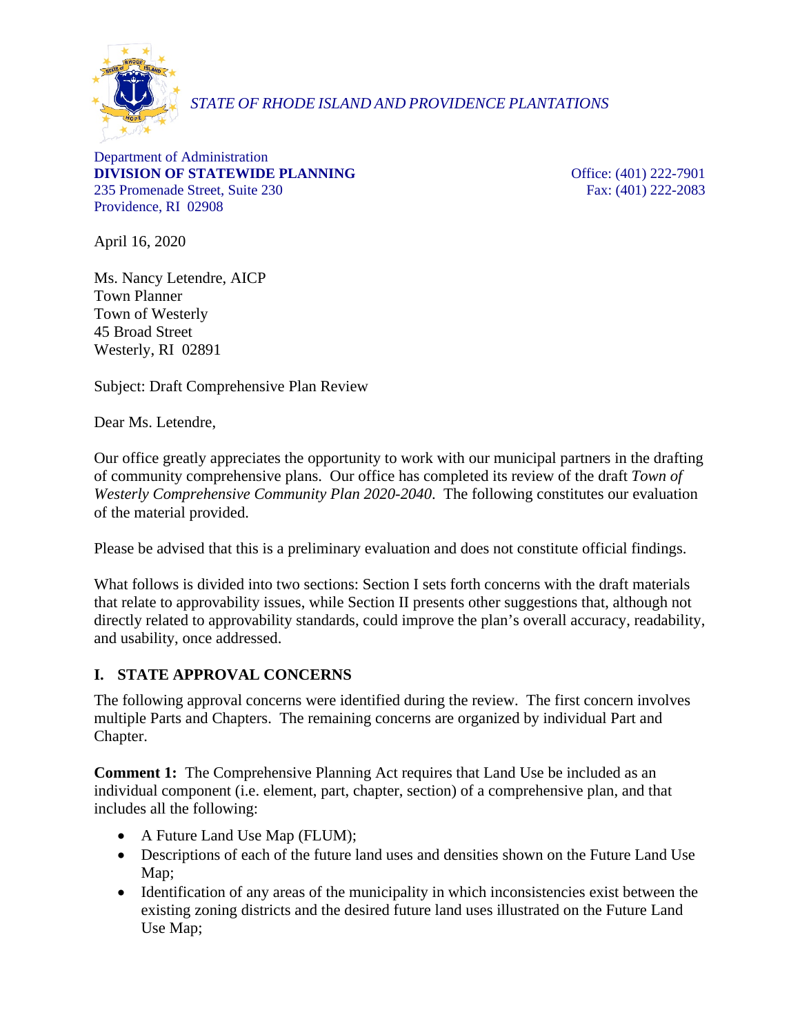*STATE OF RHODE ISLAND AND PROVIDENCE PLANTATIONS*

Department of Administration
**DIVISION OF STATEWIDE PLANNING**
235 Promenade Street, Suite 230
Providence, RI 02908

Office: (401) 222-7901
Fax: (401) 222-2083

April 16, 2020

Ms. Nancy Letendre, AICP
Town Planner
Town of Westerly
45 Broad Street
Westerly, RI 02891

Subject: Draft Comprehensive Plan Review

Dear Ms. Letendre,

Our office greatly appreciates the opportunity to work with our municipal partners in the drafting of community comprehensive plans. Our office has completed its review of the draft *Town of Westerly Comprehensive Community Plan 2020-2040*. The following constitutes our evaluation of the material provided.

Please be advised that this is a preliminary evaluation and does not constitute official findings.

What follows is divided into two sections: Section I sets forth concerns with the draft materials that relate to approvability issues, while Section II presents other suggestions that, although not directly related to approvability standards, could improve the plan's overall accuracy, readability, and usability, once addressed.

## I. STATE APPROVAL CONCERNS

The following approval concerns were identified during the review. The first concern involves multiple Parts and Chapters. The remaining concerns are organized by individual Part and Chapter.

**Comment 1:** The Comprehensive Planning Act requires that Land Use be included as an individual component (i.e. element, part, chapter, section) of a comprehensive plan, and that includes all the following:

- A Future Land Use Map (FLUM);
- Descriptions of each of the future land uses and densities shown on the Future Land Use Map;
- Identification of any areas of the municipality in which inconsistencies exist between the existing zoning districts and the desired future land uses illustrated on the Future Land Use Map;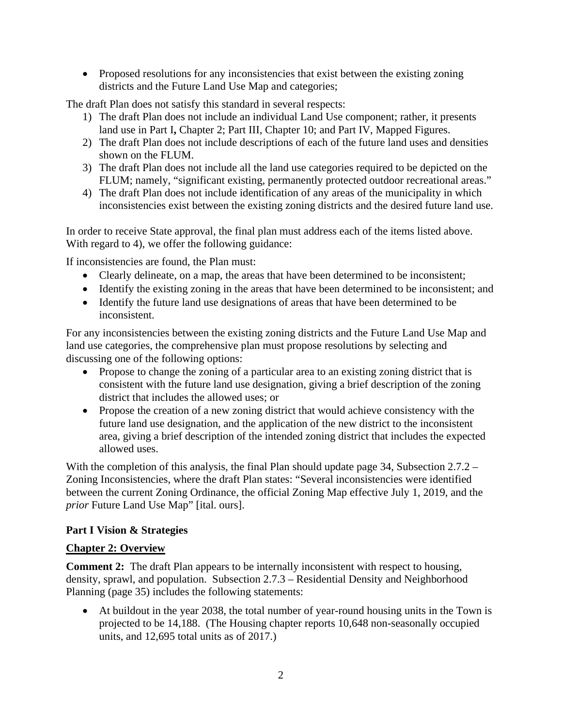- Proposed resolutions for any inconsistencies that exist between the existing zoning districts and the Future Land Use Map and categories;

The draft Plan does not satisfy this standard in several respects:

1) The draft Plan does not include an individual Land Use component; rather, it presents land use in Part I**,** Chapter 2; Part III, Chapter 10; and Part IV, Mapped Figures.
2) The draft Plan does not include descriptions of each of the future land uses and densities shown on the FLUM.
3) The draft Plan does not include all the land use categories required to be depicted on the FLUM; namely, "significant existing, permanently protected outdoor recreational areas."
4) The draft Plan does not include identification of any areas of the municipality in which inconsistencies exist between the existing zoning districts and the desired future land use.

In order to receive State approval, the final plan must address each of the items listed above. With regard to 4), we offer the following guidance:

If inconsistencies are found, the Plan must:

- Clearly delineate, on a map, the areas that have been determined to be inconsistent;
- Identify the existing zoning in the areas that have been determined to be inconsistent; and
- Identify the future land use designations of areas that have been determined to be inconsistent.

For any inconsistencies between the existing zoning districts and the Future Land Use Map and land use categories, the comprehensive plan must propose resolutions by selecting and discussing one of the following options:

- Propose to change the zoning of a particular area to an existing zoning district that is consistent with the future land use designation, giving a brief description of the zoning district that includes the allowed uses; or
- Propose the creation of a new zoning district that would achieve consistency with the future land use designation, and the application of the new district to the inconsistent area, giving a brief description of the intended zoning district that includes the expected allowed uses.

With the completion of this analysis, the final Plan should update page 34, Subsection 2.7.2 – Zoning Inconsistencies, where the draft Plan states: "Several inconsistencies were identified between the current Zoning Ordinance, the official Zoning Map effective July 1, 2019, and the *prior* Future Land Use Map" [ital. ours].

**Part I Vision & Strategies**

**Chapter 2: Overview**

**Comment 2:** The draft Plan appears to be internally inconsistent with respect to housing, density, sprawl, and population. Subsection 2.7.3 – Residential Density and Neighborhood Planning (page 35) includes the following statements:

- At buildout in the year 2038, the total number of year-round housing units in the Town is projected to be 14,188. (The Housing chapter reports 10,648 non-seasonally occupied units, and 12,695 total units as of 2017.)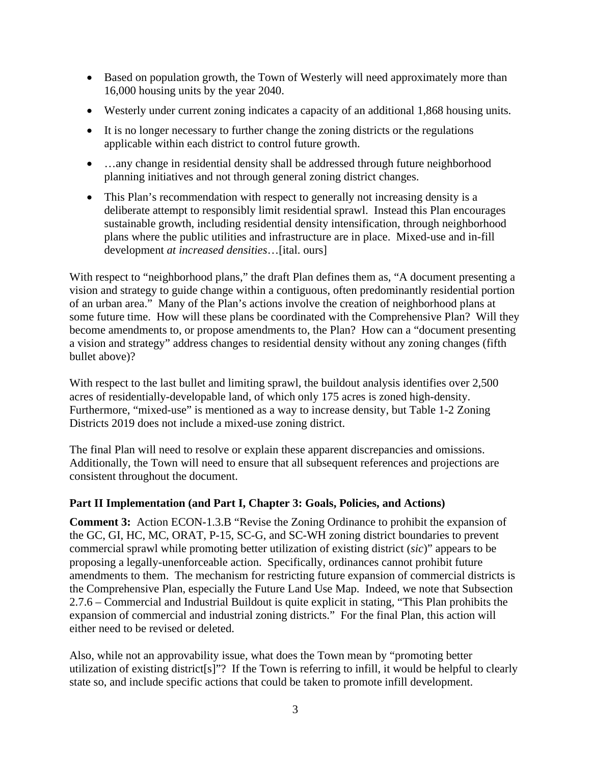- Based on population growth, the Town of Westerly will need approximately more than 16,000 housing units by the year 2040.
- Westerly under current zoning indicates a capacity of an additional 1,868 housing units.
- It is no longer necessary to further change the zoning districts or the regulations applicable within each district to control future growth.
- …any change in residential density shall be addressed through future neighborhood planning initiatives and not through general zoning district changes.
- This Plan's recommendation with respect to generally not increasing density is a deliberate attempt to responsibly limit residential sprawl. Instead this Plan encourages sustainable growth, including residential density intensification, through neighborhood plans where the public utilities and infrastructure are in place. Mixed-use and in-fill development *at increased densities*…[ital. ours]

With respect to "neighborhood plans," the draft Plan defines them as, "A document presenting a vision and strategy to guide change within a contiguous, often predominantly residential portion of an urban area." Many of the Plan's actions involve the creation of neighborhood plans at some future time. How will these plans be coordinated with the Comprehensive Plan? Will they become amendments to, or propose amendments to, the Plan? How can a "document presenting a vision and strategy" address changes to residential density without any zoning changes (fifth bullet above)?

With respect to the last bullet and limiting sprawl, the buildout analysis identifies over 2,500 acres of residentially-developable land, of which only 175 acres is zoned high-density. Furthermore, "mixed-use" is mentioned as a way to increase density, but Table 1-2 Zoning Districts 2019 does not include a mixed-use zoning district.

The final Plan will need to resolve or explain these apparent discrepancies and omissions. Additionally, the Town will need to ensure that all subsequent references and projections are consistent throughout the document.

**Part II Implementation (and Part I, Chapter 3: Goals, Policies, and Actions)**

**Comment 3:** Action ECON-1.3.B "Revise the Zoning Ordinance to prohibit the expansion of the GC, GI, HC, MC, ORAT, P-15, SC-G, and SC-WH zoning district boundaries to prevent commercial sprawl while promoting better utilization of existing district (*sic*)" appears to be proposing a legally-unenforceable action. Specifically, ordinances cannot prohibit future amendments to them. The mechanism for restricting future expansion of commercial districts is the Comprehensive Plan, especially the Future Land Use Map. Indeed, we note that Subsection 2.7.6 – Commercial and Industrial Buildout is quite explicit in stating, "This Plan prohibits the expansion of commercial and industrial zoning districts." For the final Plan, this action will either need to be revised or deleted.

Also, while not an approvability issue, what does the Town mean by "promoting better utilization of existing district[s]"? If the Town is referring to infill, it would be helpful to clearly state so, and include specific actions that could be taken to promote infill development.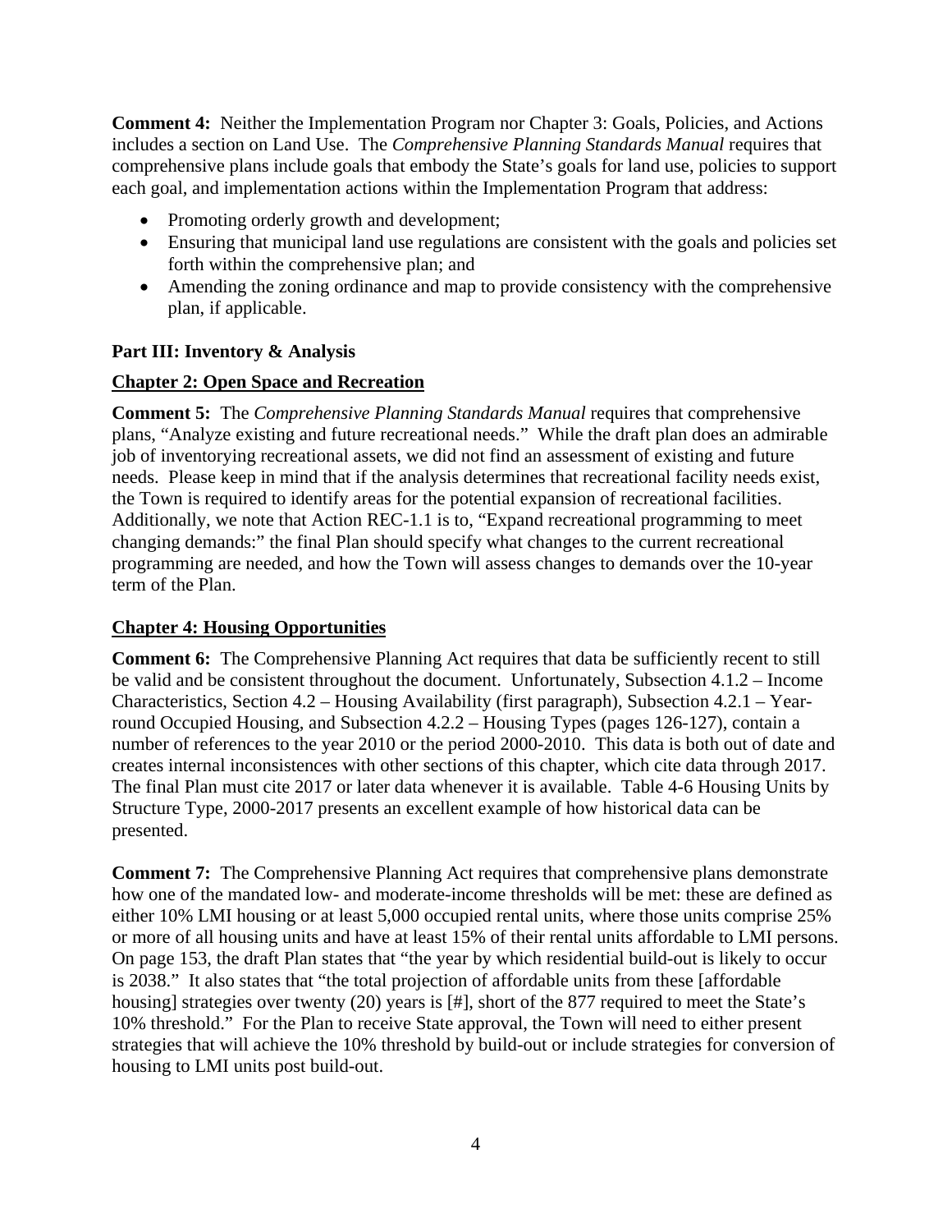**Comment 4:** Neither the Implementation Program nor Chapter 3: Goals, Policies, and Actions includes a section on Land Use. The *Comprehensive Planning Standards Manual* requires that comprehensive plans include goals that embody the State's goals for land use, policies to support each goal, and implementation actions within the Implementation Program that address:

- Promoting orderly growth and development;
- Ensuring that municipal land use regulations are consistent with the goals and policies set forth within the comprehensive plan; and
- Amending the zoning ordinance and map to provide consistency with the comprehensive plan, if applicable.

## Part III: Inventory & Analysis

### Chapter 2: Open Space and Recreation

**Comment 5:** The *Comprehensive Planning Standards Manual* requires that comprehensive plans, "Analyze existing and future recreational needs." While the draft plan does an admirable job of inventorying recreational assets, we did not find an assessment of existing and future needs. Please keep in mind that if the analysis determines that recreational facility needs exist, the Town is required to identify areas for the potential expansion of recreational facilities. Additionally, we note that Action REC-1.1 is to, "Expand recreational programming to meet changing demands:" the final Plan should specify what changes to the current recreational programming are needed, and how the Town will assess changes to demands over the 10-year term of the Plan.

### Chapter 4: Housing Opportunities

**Comment 6:** The Comprehensive Planning Act requires that data be sufficiently recent to still be valid and be consistent throughout the document. Unfortunately, Subsection 4.1.2 – Income Characteristics, Section 4.2 – Housing Availability (first paragraph), Subsection 4.2.1 – Year-round Occupied Housing, and Subsection 4.2.2 – Housing Types (pages 126-127), contain a number of references to the year 2010 or the period 2000-2010. This data is both out of date and creates internal inconsistences with other sections of this chapter, which cite data through 2017. The final Plan must cite 2017 or later data whenever it is available. Table 4-6 Housing Units by Structure Type, 2000-2017 presents an excellent example of how historical data can be presented.

**Comment 7:** The Comprehensive Planning Act requires that comprehensive plans demonstrate how one of the mandated low- and moderate-income thresholds will be met: these are defined as either 10% LMI housing or at least 5,000 occupied rental units, where those units comprise 25% or more of all housing units and have at least 15% of their rental units affordable to LMI persons. On page 153, the draft Plan states that "the year by which residential build-out is likely to occur is 2038." It also states that "the total projection of affordable units from these [affordable housing] strategies over twenty (20) years is [#], short of the 877 required to meet the State's 10% threshold." For the Plan to receive State approval, the Town will need to either present strategies that will achieve the 10% threshold by build-out or include strategies for conversion of housing to LMI units post build-out.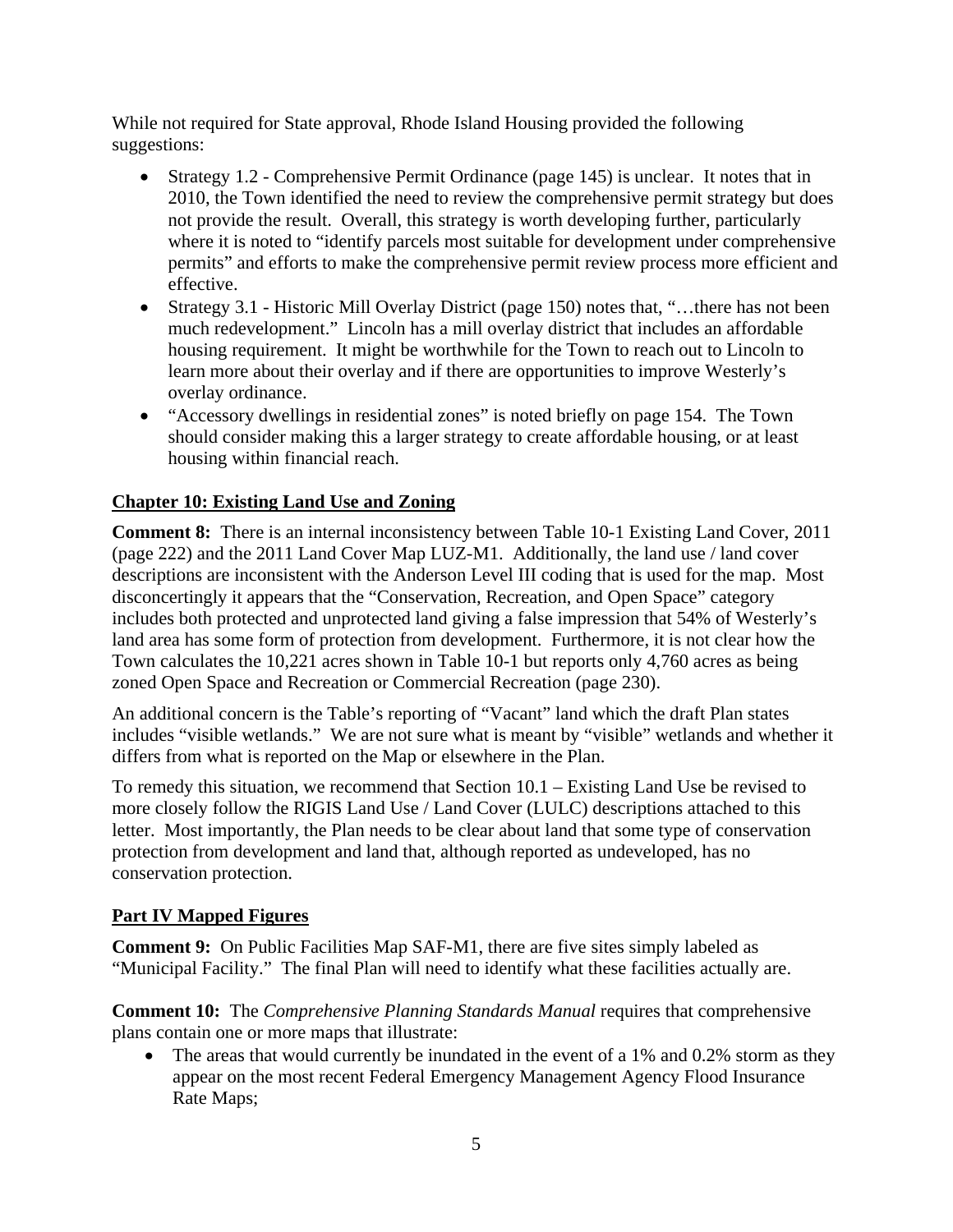While not required for State approval, Rhode Island Housing provided the following suggestions:

- Strategy 1.2 - Comprehensive Permit Ordinance (page 145) is unclear. It notes that in 2010, the Town identified the need to review the comprehensive permit strategy but does not provide the result. Overall, this strategy is worth developing further, particularly where it is noted to "identify parcels most suitable for development under comprehensive permits" and efforts to make the comprehensive permit review process more efficient and effective.
- Strategy 3.1 - Historic Mill Overlay District (page 150) notes that, "…there has not been much redevelopment." Lincoln has a mill overlay district that includes an affordable housing requirement. It might be worthwhile for the Town to reach out to Lincoln to learn more about their overlay and if there are opportunities to improve Westerly's overlay ordinance.
- "Accessory dwellings in residential zones" is noted briefly on page 154. The Town should consider making this a larger strategy to create affordable housing, or at least housing within financial reach.

## Chapter 10: Existing Land Use and Zoning

**Comment 8:** There is an internal inconsistency between Table 10-1 Existing Land Cover, 2011 (page 222) and the 2011 Land Cover Map LUZ-M1. Additionally, the land use / land cover descriptions are inconsistent with the Anderson Level III coding that is used for the map. Most disconcertingly it appears that the "Conservation, Recreation, and Open Space" category includes both protected and unprotected land giving a false impression that 54% of Westerly's land area has some form of protection from development. Furthermore, it is not clear how the Town calculates the 10,221 acres shown in Table 10-1 but reports only 4,760 acres as being zoned Open Space and Recreation or Commercial Recreation (page 230).

An additional concern is the Table's reporting of "Vacant" land which the draft Plan states includes "visible wetlands." We are not sure what is meant by "visible" wetlands and whether it differs from what is reported on the Map or elsewhere in the Plan.

To remedy this situation, we recommend that Section 10.1 – Existing Land Use be revised to more closely follow the RIGIS Land Use / Land Cover (LULC) descriptions attached to this letter. Most importantly, the Plan needs to be clear about land that some type of conservation protection from development and land that, although reported as undeveloped, has no conservation protection.

## Part IV Mapped Figures

**Comment 9:** On Public Facilities Map SAF-M1, there are five sites simply labeled as "Municipal Facility." The final Plan will need to identify what these facilities actually are.

**Comment 10:** The *Comprehensive Planning Standards Manual* requires that comprehensive plans contain one or more maps that illustrate:

- The areas that would currently be inundated in the event of a 1% and 0.2% storm as they appear on the most recent Federal Emergency Management Agency Flood Insurance Rate Maps;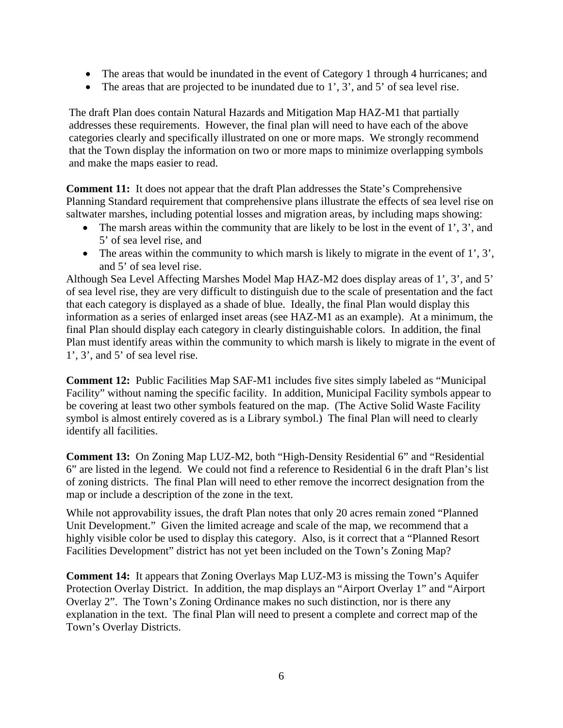- The areas that would be inundated in the event of Category 1 through 4 hurricanes; and
- The areas that are projected to be inundated due to 1', 3', and 5' of sea level rise.

The draft Plan does contain Natural Hazards and Mitigation Map HAZ-M1 that partially addresses these requirements. However, the final plan will need to have each of the above categories clearly and specifically illustrated on one or more maps. We strongly recommend that the Town display the information on two or more maps to minimize overlapping symbols and make the maps easier to read.

**Comment 11:** It does not appear that the draft Plan addresses the State's Comprehensive Planning Standard requirement that comprehensive plans illustrate the effects of sea level rise on saltwater marshes, including potential losses and migration areas, by including maps showing:

- The marsh areas within the community that are likely to be lost in the event of 1', 3', and 5' of sea level rise, and
- The areas within the community to which marsh is likely to migrate in the event of 1', 3', and 5' of sea level rise.

Although Sea Level Affecting Marshes Model Map HAZ-M2 does display areas of 1', 3', and 5' of sea level rise, they are very difficult to distinguish due to the scale of presentation and the fact that each category is displayed as a shade of blue. Ideally, the final Plan would display this information as a series of enlarged inset areas (see HAZ-M1 as an example). At a minimum, the final Plan should display each category in clearly distinguishable colors. In addition, the final Plan must identify areas within the community to which marsh is likely to migrate in the event of 1', 3', and 5' of sea level rise.

**Comment 12:** Public Facilities Map SAF-M1 includes five sites simply labeled as "Municipal Facility" without naming the specific facility. In addition, Municipal Facility symbols appear to be covering at least two other symbols featured on the map. (The Active Solid Waste Facility symbol is almost entirely covered as is a Library symbol.) The final Plan will need to clearly identify all facilities.

**Comment 13:** On Zoning Map LUZ-M2, both "High-Density Residential 6" and "Residential 6" are listed in the legend. We could not find a reference to Residential 6 in the draft Plan's list of zoning districts. The final Plan will need to ether remove the incorrect designation from the map or include a description of the zone in the text.

While not approvability issues, the draft Plan notes that only 20 acres remain zoned "Planned Unit Development." Given the limited acreage and scale of the map, we recommend that a highly visible color be used to display this category. Also, is it correct that a "Planned Resort Facilities Development" district has not yet been included on the Town's Zoning Map?

**Comment 14:** It appears that Zoning Overlays Map LUZ-M3 is missing the Town's Aquifer Protection Overlay District. In addition, the map displays an "Airport Overlay 1" and "Airport Overlay 2". The Town's Zoning Ordinance makes no such distinction, nor is there any explanation in the text. The final Plan will need to present a complete and correct map of the Town's Overlay Districts.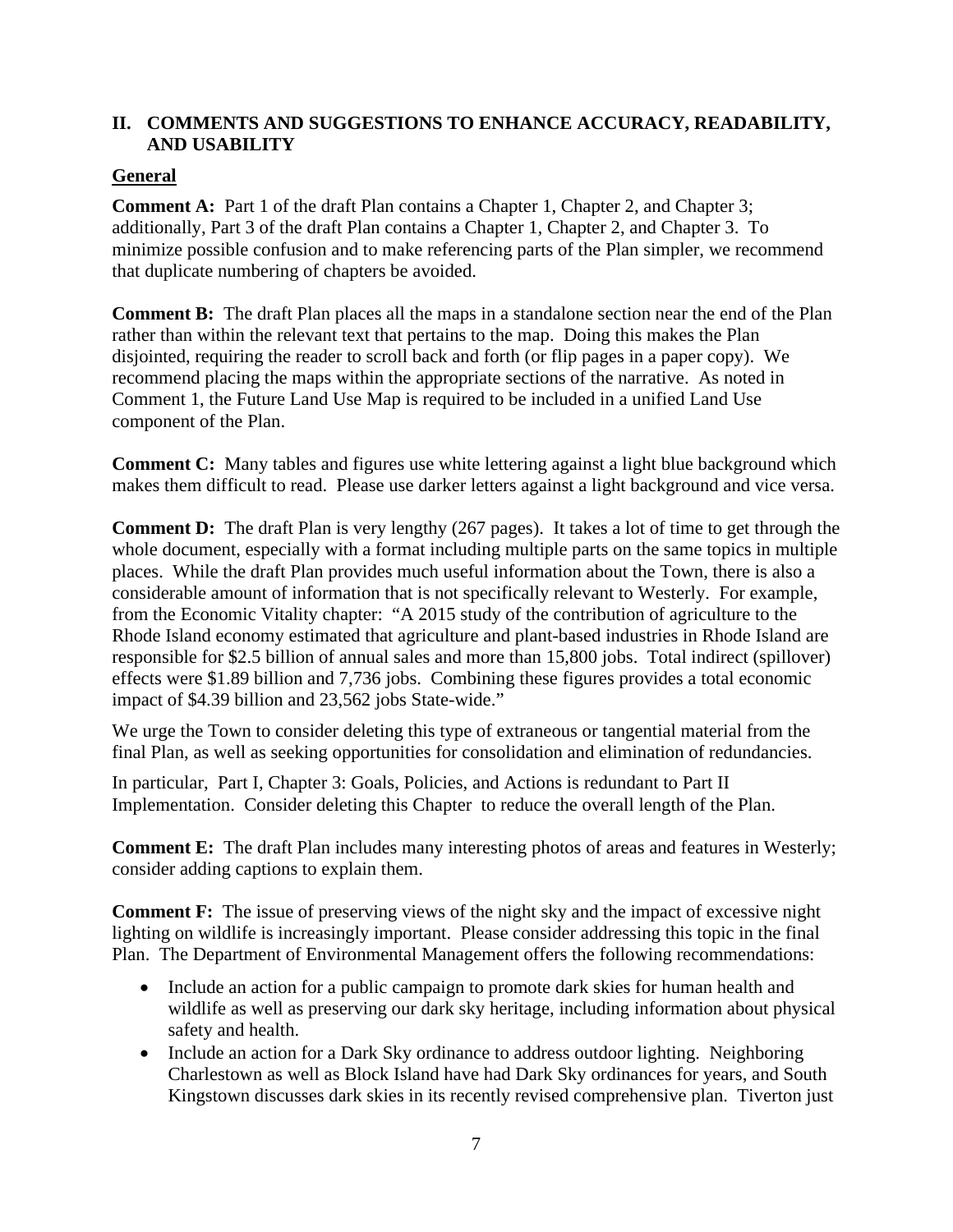## II. COMMENTS AND SUGGESTIONS TO ENHANCE ACCURACY, READABILITY, AND USABILITY

### General

**Comment A:** Part 1 of the draft Plan contains a Chapter 1, Chapter 2, and Chapter 3; additionally, Part 3 of the draft Plan contains a Chapter 1, Chapter 2, and Chapter 3. To minimize possible confusion and to make referencing parts of the Plan simpler, we recommend that duplicate numbering of chapters be avoided.

**Comment B:** The draft Plan places all the maps in a standalone section near the end of the Plan rather than within the relevant text that pertains to the map. Doing this makes the Plan disjointed, requiring the reader to scroll back and forth (or flip pages in a paper copy). We recommend placing the maps within the appropriate sections of the narrative. As noted in Comment 1, the Future Land Use Map is required to be included in a unified Land Use component of the Plan.

**Comment C:** Many tables and figures use white lettering against a light blue background which makes them difficult to read. Please use darker letters against a light background and vice versa.

**Comment D:** The draft Plan is very lengthy (267 pages). It takes a lot of time to get through the whole document, especially with a format including multiple parts on the same topics in multiple places. While the draft Plan provides much useful information about the Town, there is also a considerable amount of information that is not specifically relevant to Westerly. For example, from the Economic Vitality chapter: "A 2015 study of the contribution of agriculture to the Rhode Island economy estimated that agriculture and plant-based industries in Rhode Island are responsible for $2.5 billion of annual sales and more than 15,800 jobs. Total indirect (spillover) effects were $1.89 billion and 7,736 jobs. Combining these figures provides a total economic impact of $4.39 billion and 23,562 jobs State-wide."

We urge the Town to consider deleting this type of extraneous or tangential material from the final Plan, as well as seeking opportunities for consolidation and elimination of redundancies.

In particular, Part I, Chapter 3: Goals, Policies, and Actions is redundant to Part II Implementation. Consider deleting this Chapter to reduce the overall length of the Plan.

**Comment E:** The draft Plan includes many interesting photos of areas and features in Westerly; consider adding captions to explain them.

**Comment F:** The issue of preserving views of the night sky and the impact of excessive night lighting on wildlife is increasingly important. Please consider addressing this topic in the final Plan. The Department of Environmental Management offers the following recommendations:

- Include an action for a public campaign to promote dark skies for human health and wildlife as well as preserving our dark sky heritage, including information about physical safety and health.
- Include an action for a Dark Sky ordinance to address outdoor lighting. Neighboring Charlestown as well as Block Island have had Dark Sky ordinances for years, and South Kingstown discusses dark skies in its recently revised comprehensive plan. Tiverton just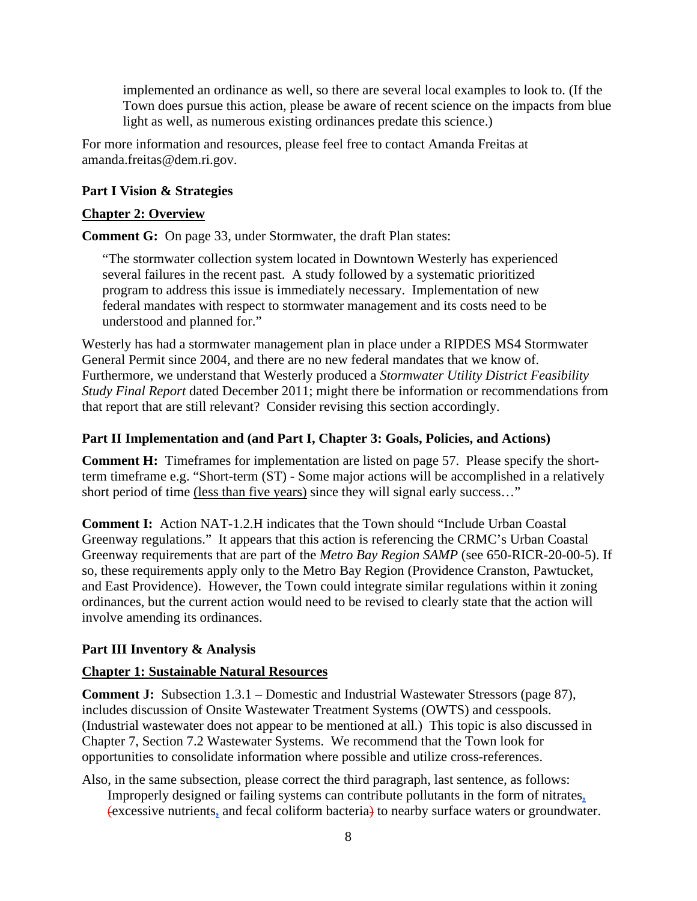implemented an ordinance as well, so there are several local examples to look to. (If the Town does pursue this action, please be aware of recent science on the impacts from blue light as well, as numerous existing ordinances predate this science.)

For more information and resources, please feel free to contact Amanda Freitas at amanda.freitas@dem.ri.gov.

**Part I Vision & Strategies**

**<u>Chapter 2: Overview</u>**

**Comment G:** On page 33, under Stormwater, the draft Plan states:

> "The stormwater collection system located in Downtown Westerly has experienced several failures in the recent past. A study followed by a systematic prioritized program to address this issue is immediately necessary. Implementation of new federal mandates with respect to stormwater management and its costs need to be understood and planned for."

Westerly has had a stormwater management plan in place under a RIPDES MS4 Stormwater General Permit since 2004, and there are no new federal mandates that we know of. Furthermore, we understand that Westerly produced a *Stormwater Utility District Feasibility Study Final Report* dated December 2011; might there be information or recommendations from that report that are still relevant? Consider revising this section accordingly.

**Part II Implementation and (and Part I, Chapter 3: Goals, Policies, and Actions)**

**Comment H:** Timeframes for implementation are listed on page 57. Please specify the short-term timeframe e.g. "Short-term (ST) - Some major actions will be accomplished in a relatively short period of time <u>(less than five years)</u> since they will signal early success…"

**Comment I:** Action NAT-1.2.H indicates that the Town should "Include Urban Coastal Greenway regulations." It appears that this action is referencing the CRMC's Urban Coastal Greenway requirements that are part of the *Metro Bay Region SAMP* (see 650-RICR-20-00-5). If so, these requirements apply only to the Metro Bay Region (Providence Cranston, Pawtucket, and East Providence). However, the Town could integrate similar regulations within it zoning ordinances, but the current action would need to be revised to clearly state that the action will involve amending its ordinances.

**Part III Inventory & Analysis**

**<u>Chapter 1: Sustainable Natural Resources</u>**

**Comment J:** Subsection 1.3.1 – Domestic and Industrial Wastewater Stressors (page 87), includes discussion of Onsite Wastewater Treatment Systems (OWTS) and cesspools. (Industrial wastewater does not appear to be mentioned at all.) This topic is also discussed in Chapter 7, Section 7.2 Wastewater Systems. We recommend that the Town look for opportunities to consolidate information where possible and utilize cross-references.

Also, in the same subsection, please correct the third paragraph, last sentence, as follows:

> Improperly designed or failing systems can contribute pollutants in the form of nitrates, ~~(~~excessive nutrients, and fecal coliform bacteria~~)~~ to nearby surface waters or groundwater.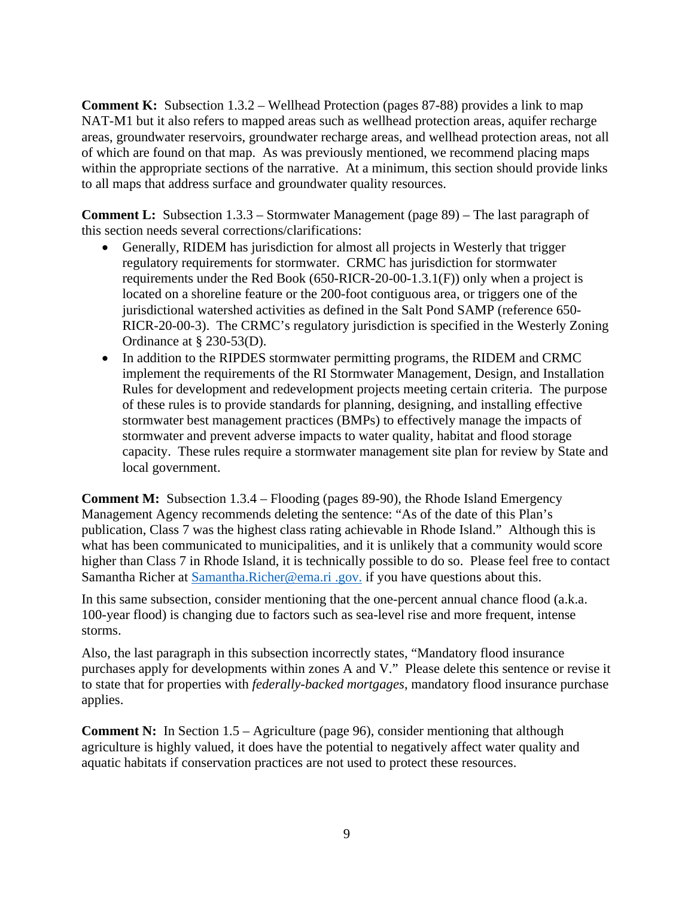**Comment K:** Subsection 1.3.2 – Wellhead Protection (pages 87-88) provides a link to map NAT-M1 but it also refers to mapped areas such as wellhead protection areas, aquifer recharge areas, groundwater reservoirs, groundwater recharge areas, and wellhead protection areas, not all of which are found on that map. As was previously mentioned, we recommend placing maps within the appropriate sections of the narrative. At a minimum, this section should provide links to all maps that address surface and groundwater quality resources.

**Comment L:** Subsection 1.3.3 – Stormwater Management (page 89) – The last paragraph of this section needs several corrections/clarifications:

- Generally, RIDEM has jurisdiction for almost all projects in Westerly that trigger regulatory requirements for stormwater. CRMC has jurisdiction for stormwater requirements under the Red Book (650-RICR-20-00-1.3.1(F)) only when a project is located on a shoreline feature or the 200-foot contiguous area, or triggers one of the jurisdictional watershed activities as defined in the Salt Pond SAMP (reference 650-RICR-20-00-3). The CRMC's regulatory jurisdiction is specified in the Westerly Zoning Ordinance at § 230-53(D).
- In addition to the RIPDES stormwater permitting programs, the RIDEM and CRMC implement the requirements of the RI Stormwater Management, Design, and Installation Rules for development and redevelopment projects meeting certain criteria. The purpose of these rules is to provide standards for planning, designing, and installing effective stormwater best management practices (BMPs) to effectively manage the impacts of stormwater and prevent adverse impacts to water quality, habitat and flood storage capacity. These rules require a stormwater management site plan for review by State and local government.

**Comment M:** Subsection 1.3.4 – Flooding (pages 89-90), the Rhode Island Emergency Management Agency recommends deleting the sentence: "As of the date of this Plan's publication, Class 7 was the highest class rating achievable in Rhode Island." Although this is what has been communicated to municipalities, and it is unlikely that a community would score higher than Class 7 in Rhode Island, it is technically possible to do so. Please feel free to contact Samantha Richer at Samantha.Richer@ema.ri .gov. if you have questions about this.

In this same subsection, consider mentioning that the one-percent annual chance flood (a.k.a. 100-year flood) is changing due to factors such as sea-level rise and more frequent, intense storms.

Also, the last paragraph in this subsection incorrectly states, "Mandatory flood insurance purchases apply for developments within zones A and V." Please delete this sentence or revise it to state that for properties with *federally-backed mortgages*, mandatory flood insurance purchase applies.

**Comment N:** In Section 1.5 – Agriculture (page 96), consider mentioning that although agriculture is highly valued, it does have the potential to negatively affect water quality and aquatic habitats if conservation practices are not used to protect these resources.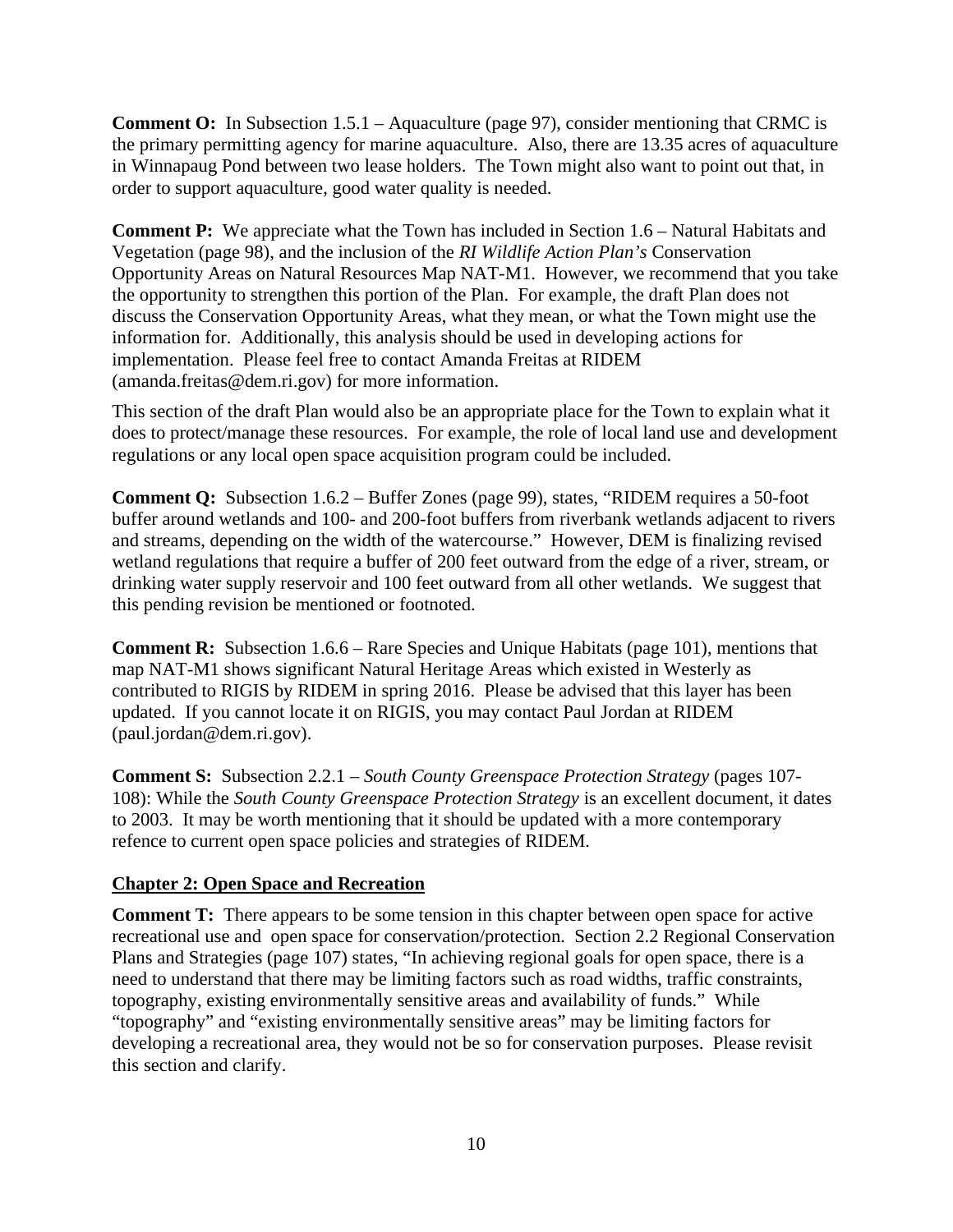**Comment O:** In Subsection 1.5.1 – Aquaculture (page 97), consider mentioning that CRMC is the primary permitting agency for marine aquaculture. Also, there are 13.35 acres of aquaculture in Winnapaug Pond between two lease holders. The Town might also want to point out that, in order to support aquaculture, good water quality is needed.

**Comment P:** We appreciate what the Town has included in Section 1.6 – Natural Habitats and Vegetation (page 98), and the inclusion of the *RI Wildlife Action Plan's* Conservation Opportunity Areas on Natural Resources Map NAT-M1. However, we recommend that you take the opportunity to strengthen this portion of the Plan. For example, the draft Plan does not discuss the Conservation Opportunity Areas, what they mean, or what the Town might use the information for. Additionally, this analysis should be used in developing actions for implementation. Please feel free to contact Amanda Freitas at RIDEM (amanda.freitas@dem.ri.gov) for more information.

This section of the draft Plan would also be an appropriate place for the Town to explain what it does to protect/manage these resources. For example, the role of local land use and development regulations or any local open space acquisition program could be included.

**Comment Q:** Subsection 1.6.2 – Buffer Zones (page 99), states, "RIDEM requires a 50-foot buffer around wetlands and 100- and 200-foot buffers from riverbank wetlands adjacent to rivers and streams, depending on the width of the watercourse." However, DEM is finalizing revised wetland regulations that require a buffer of 200 feet outward from the edge of a river, stream, or drinking water supply reservoir and 100 feet outward from all other wetlands. We suggest that this pending revision be mentioned or footnoted.

**Comment R:** Subsection 1.6.6 – Rare Species and Unique Habitats (page 101), mentions that map NAT-M1 shows significant Natural Heritage Areas which existed in Westerly as contributed to RIGIS by RIDEM in spring 2016. Please be advised that this layer has been updated. If you cannot locate it on RIGIS, you may contact Paul Jordan at RIDEM (paul.jordan@dem.ri.gov).

**Comment S:** Subsection 2.2.1 – *South County Greenspace Protection Strategy* (pages 107-108): While the *South County Greenspace Protection Strategy* is an excellent document, it dates to 2003. It may be worth mentioning that it should be updated with a more contemporary refence to current open space policies and strategies of RIDEM.

## Chapter 2: Open Space and Recreation

**Comment T:** There appears to be some tension in this chapter between open space for active recreational use and open space for conservation/protection. Section 2.2 Regional Conservation Plans and Strategies (page 107) states, "In achieving regional goals for open space, there is a need to understand that there may be limiting factors such as road widths, traffic constraints, topography, existing environmentally sensitive areas and availability of funds." While "topography" and "existing environmentally sensitive areas" may be limiting factors for developing a recreational area, they would not be so for conservation purposes. Please revisit this section and clarify.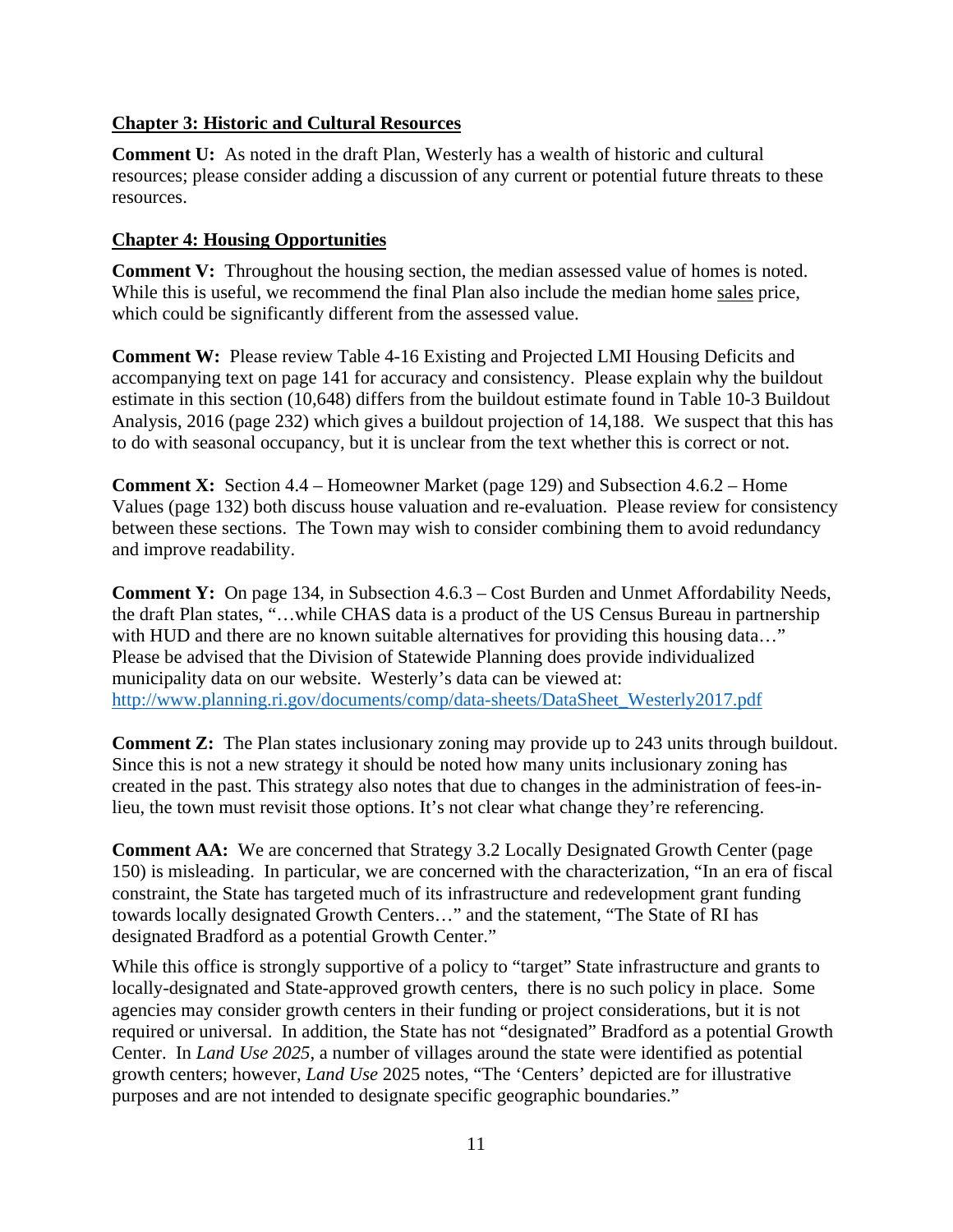## Chapter 3: Historic and Cultural Resources

**Comment U:** As noted in the draft Plan, Westerly has a wealth of historic and cultural resources; please consider adding a discussion of any current or potential future threats to these resources.

## Chapter 4: Housing Opportunities

**Comment V:** Throughout the housing section, the median assessed value of homes is noted. While this is useful, we recommend the final Plan also include the median home sales price, which could be significantly different from the assessed value.

**Comment W:** Please review Table 4-16 Existing and Projected LMI Housing Deficits and accompanying text on page 141 for accuracy and consistency. Please explain why the buildout estimate in this section (10,648) differs from the buildout estimate found in Table 10-3 Buildout Analysis, 2016 (page 232) which gives a buildout projection of 14,188. We suspect that this has to do with seasonal occupancy, but it is unclear from the text whether this is correct or not.

**Comment X:** Section 4.4 – Homeowner Market (page 129) and Subsection 4.6.2 – Home Values (page 132) both discuss house valuation and re-evaluation. Please review for consistency between these sections. The Town may wish to consider combining them to avoid redundancy and improve readability.

**Comment Y:** On page 134, in Subsection 4.6.3 – Cost Burden and Unmet Affordability Needs, the draft Plan states, "…while CHAS data is a product of the US Census Bureau in partnership with HUD and there are no known suitable alternatives for providing this housing data…" Please be advised that the Division of Statewide Planning does provide individualized municipality data on our website. Westerly's data can be viewed at: http://www.planning.ri.gov/documents/comp/data-sheets/DataSheet_Westerly2017.pdf

**Comment Z:** The Plan states inclusionary zoning may provide up to 243 units through buildout. Since this is not a new strategy it should be noted how many units inclusionary zoning has created in the past. This strategy also notes that due to changes in the administration of fees-in-lieu, the town must revisit those options. It's not clear what change they're referencing.

**Comment AA:** We are concerned that Strategy 3.2 Locally Designated Growth Center (page 150) is misleading. In particular, we are concerned with the characterization, "In an era of fiscal constraint, the State has targeted much of its infrastructure and redevelopment grant funding towards locally designated Growth Centers…" and the statement, "The State of RI has designated Bradford as a potential Growth Center."

While this office is strongly supportive of a policy to "target" State infrastructure and grants to locally-designated and State-approved growth centers, there is no such policy in place. Some agencies may consider growth centers in their funding or project considerations, but it is not required or universal. In addition, the State has not "designated" Bradford as a potential Growth Center. In *Land Use 2025*, a number of villages around the state were identified as potential growth centers; however, *Land Use* 2025 notes, "The 'Centers' depicted are for illustrative purposes and are not intended to designate specific geographic boundaries."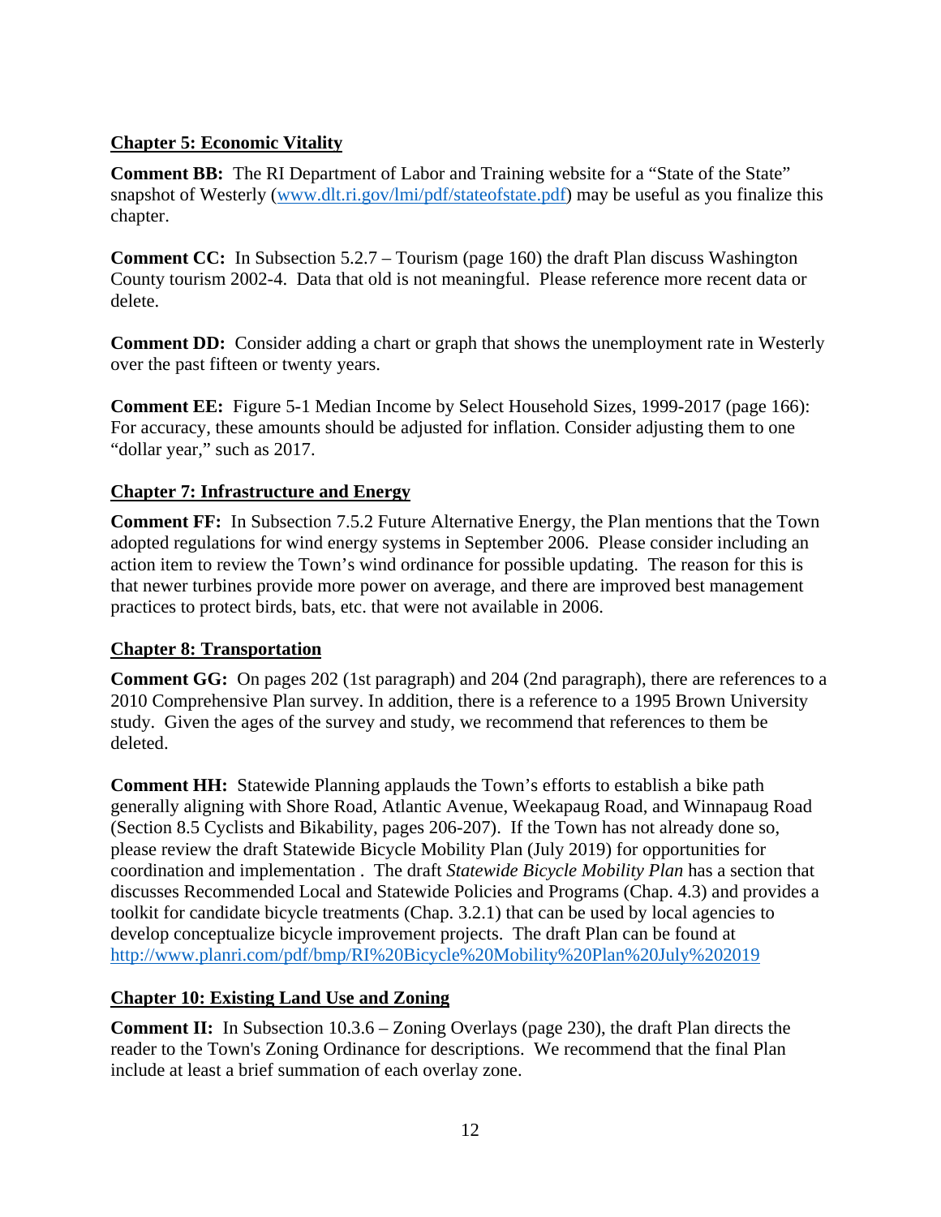## Chapter 5: Economic Vitality

**Comment BB:** The RI Department of Labor and Training website for a "State of the State" snapshot of Westerly (www.dlt.ri.gov/lmi/pdf/stateofstate.pdf) may be useful as you finalize this chapter.

**Comment CC:** In Subsection 5.2.7 – Tourism (page 160) the draft Plan discuss Washington County tourism 2002-4. Data that old is not meaningful. Please reference more recent data or delete.

**Comment DD:** Consider adding a chart or graph that shows the unemployment rate in Westerly over the past fifteen or twenty years.

**Comment EE:** Figure 5-1 Median Income by Select Household Sizes, 1999-2017 (page 166): For accuracy, these amounts should be adjusted for inflation. Consider adjusting them to one "dollar year," such as 2017.

## Chapter 7: Infrastructure and Energy

**Comment FF:** In Subsection 7.5.2 Future Alternative Energy, the Plan mentions that the Town adopted regulations for wind energy systems in September 2006. Please consider including an action item to review the Town's wind ordinance for possible updating. The reason for this is that newer turbines provide more power on average, and there are improved best management practices to protect birds, bats, etc. that were not available in 2006.

## Chapter 8: Transportation

**Comment GG:** On pages 202 (1st paragraph) and 204 (2nd paragraph), there are references to a 2010 Comprehensive Plan survey. In addition, there is a reference to a 1995 Brown University study. Given the ages of the survey and study, we recommend that references to them be deleted.

**Comment HH:** Statewide Planning applauds the Town's efforts to establish a bike path generally aligning with Shore Road, Atlantic Avenue, Weekapaug Road, and Winnapaug Road (Section 8.5 Cyclists and Bikability, pages 206-207). If the Town has not already done so, please review the draft Statewide Bicycle Mobility Plan (July 2019) for opportunities for coordination and implementation . The draft *Statewide Bicycle Mobility Plan* has a section that discusses Recommended Local and Statewide Policies and Programs (Chap. 4.3) and provides a toolkit for candidate bicycle treatments (Chap. 3.2.1) that can be used by local agencies to develop conceptualize bicycle improvement projects. The draft Plan can be found at http://www.planri.com/pdf/bmp/RI%20Bicycle%20Mobility%20Plan%20July%202019

## Chapter 10: Existing Land Use and Zoning

**Comment II:** In Subsection 10.3.6 – Zoning Overlays (page 230), the draft Plan directs the reader to the Town's Zoning Ordinance for descriptions. We recommend that the final Plan include at least a brief summation of each overlay zone.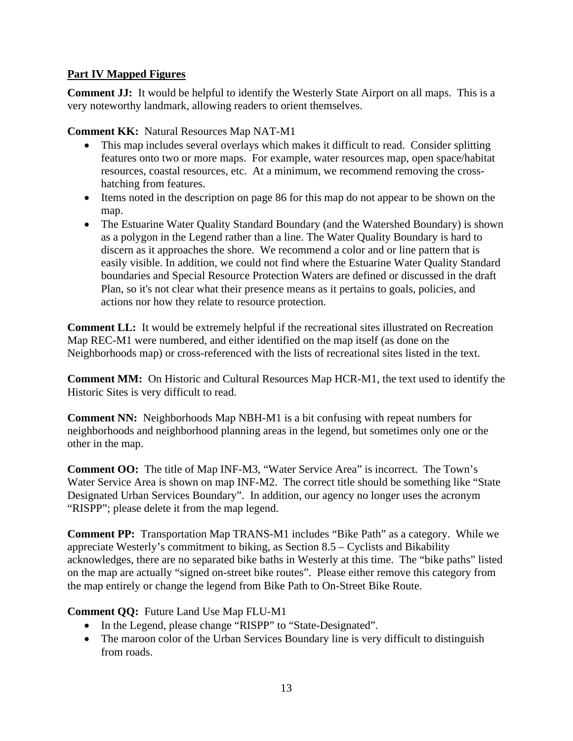**Part IV Mapped Figures**

**Comment JJ:** It would be helpful to identify the Westerly State Airport on all maps. This is a very noteworthy landmark, allowing readers to orient themselves.

**Comment KK:** Natural Resources Map NAT-M1

- This map includes several overlays which makes it difficult to read. Consider splitting features onto two or more maps. For example, water resources map, open space/habitat resources, coastal resources, etc. At a minimum, we recommend removing the cross-hatching from features.
- Items noted in the description on page 86 for this map do not appear to be shown on the map.
- The Estuarine Water Quality Standard Boundary (and the Watershed Boundary) is shown as a polygon in the Legend rather than a line. The Water Quality Boundary is hard to discern as it approaches the shore. We recommend a color and or line pattern that is easily visible. In addition, we could not find where the Estuarine Water Quality Standard boundaries and Special Resource Protection Waters are defined or discussed in the draft Plan, so it's not clear what their presence means as it pertains to goals, policies, and actions nor how they relate to resource protection.

**Comment LL:** It would be extremely helpful if the recreational sites illustrated on Recreation Map REC-M1 were numbered, and either identified on the map itself (as done on the Neighborhoods map) or cross-referenced with the lists of recreational sites listed in the text.

**Comment MM:** On Historic and Cultural Resources Map HCR-M1, the text used to identify the Historic Sites is very difficult to read.

**Comment NN:** Neighborhoods Map NBH-M1 is a bit confusing with repeat numbers for neighborhoods and neighborhood planning areas in the legend, but sometimes only one or the other in the map.

**Comment OO:** The title of Map INF-M3, "Water Service Area" is incorrect. The Town's Water Service Area is shown on map INF-M2. The correct title should be something like "State Designated Urban Services Boundary". In addition, our agency no longer uses the acronym "RISPP"; please delete it from the map legend.

**Comment PP:** Transportation Map TRANS-M1 includes "Bike Path" as a category. While we appreciate Westerly's commitment to biking, as Section 8.5 – Cyclists and Bikability acknowledges, there are no separated bike baths in Westerly at this time. The "bike paths" listed on the map are actually "signed on-street bike routes". Please either remove this category from the map entirely or change the legend from Bike Path to On-Street Bike Route.

**Comment QQ:** Future Land Use Map FLU-M1

- In the Legend, please change "RISPP" to "State-Designated".
- The maroon color of the Urban Services Boundary line is very difficult to distinguish from roads.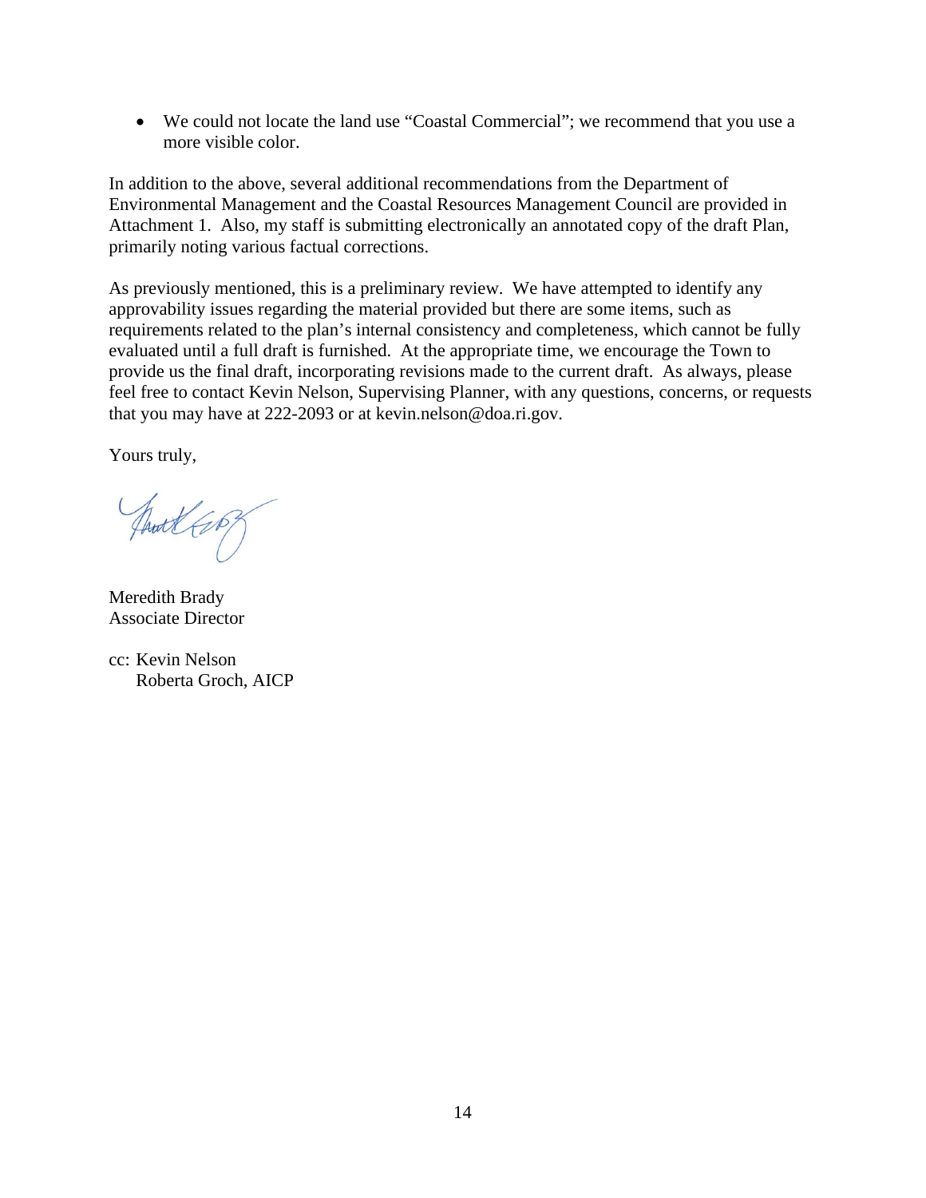- We could not locate the land use "Coastal Commercial"; we recommend that you use a more visible color.

In addition to the above, several additional recommendations from the Department of Environmental Management and the Coastal Resources Management Council are provided in Attachment 1. Also, my staff is submitting electronically an annotated copy of the draft Plan, primarily noting various factual corrections.

As previously mentioned, this is a preliminary review. We have attempted to identify any approvability issues regarding the material provided but there are some items, such as requirements related to the plan's internal consistency and completeness, which cannot be fully evaluated until a full draft is furnished. At the appropriate time, we encourage the Town to provide us the final draft, incorporating revisions made to the current draft. As always, please feel free to contact Kevin Nelson, Supervising Planner, with any questions, concerns, or requests that you may have at 222-2093 or at kevin.nelson@doa.ri.gov.

Yours truly,

Meredith Brady
Associate Director

cc: Kevin Nelson
Roberta Groch, AICP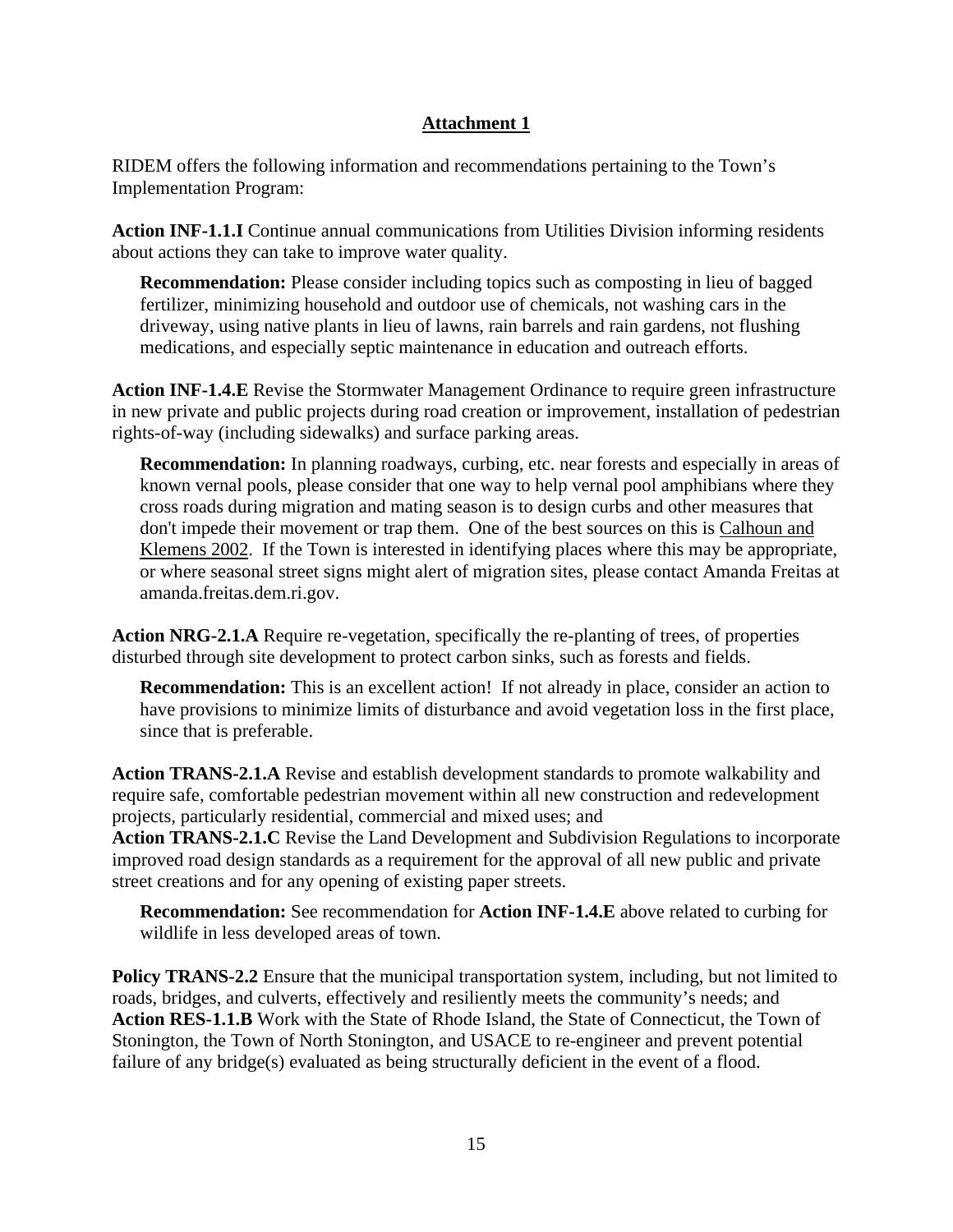## Attachment 1

RIDEM offers the following information and recommendations pertaining to the Town's Implementation Program:

**Action INF-1.1.I** Continue annual communications from Utilities Division informing residents about actions they can take to improve water quality.

> **Recommendation:** Please consider including topics such as composting in lieu of bagged fertilizer, minimizing household and outdoor use of chemicals, not washing cars in the driveway, using native plants in lieu of lawns, rain barrels and rain gardens, not flushing medications, and especially septic maintenance in education and outreach efforts.

**Action INF-1.4.E** Revise the Stormwater Management Ordinance to require green infrastructure in new private and public projects during road creation or improvement, installation of pedestrian rights-of-way (including sidewalks) and surface parking areas.

> **Recommendation:** In planning roadways, curbing, etc. near forests and especially in areas of known vernal pools, please consider that one way to help vernal pool amphibians where they cross roads during migration and mating season is to design curbs and other measures that don't impede their movement or trap them. One of the best sources on this is Calhoun and Klemens 2002. If the Town is interested in identifying places where this may be appropriate, or where seasonal street signs might alert of migration sites, please contact Amanda Freitas at amanda.freitas.dem.ri.gov.

**Action NRG-2.1.A** Require re-vegetation, specifically the re-planting of trees, of properties disturbed through site development to protect carbon sinks, such as forests and fields.

> **Recommendation:** This is an excellent action! If not already in place, consider an action to have provisions to minimize limits of disturbance and avoid vegetation loss in the first place, since that is preferable.

**Action TRANS-2.1.A** Revise and establish development standards to promote walkability and require safe, comfortable pedestrian movement within all new construction and redevelopment projects, particularly residential, commercial and mixed uses; and
**Action TRANS-2.1.C** Revise the Land Development and Subdivision Regulations to incorporate improved road design standards as a requirement for the approval of all new public and private street creations and for any opening of existing paper streets.

> **Recommendation:** See recommendation for **Action INF-1.4.E** above related to curbing for wildlife in less developed areas of town.

**Policy TRANS-2.2** Ensure that the municipal transportation system, including, but not limited to roads, bridges, and culverts, effectively and resiliently meets the community's needs; and
**Action RES-1.1.B** Work with the State of Rhode Island, the State of Connecticut, the Town of Stonington, the Town of North Stonington, and USACE to re-engineer and prevent potential failure of any bridge(s) evaluated as being structurally deficient in the event of a flood.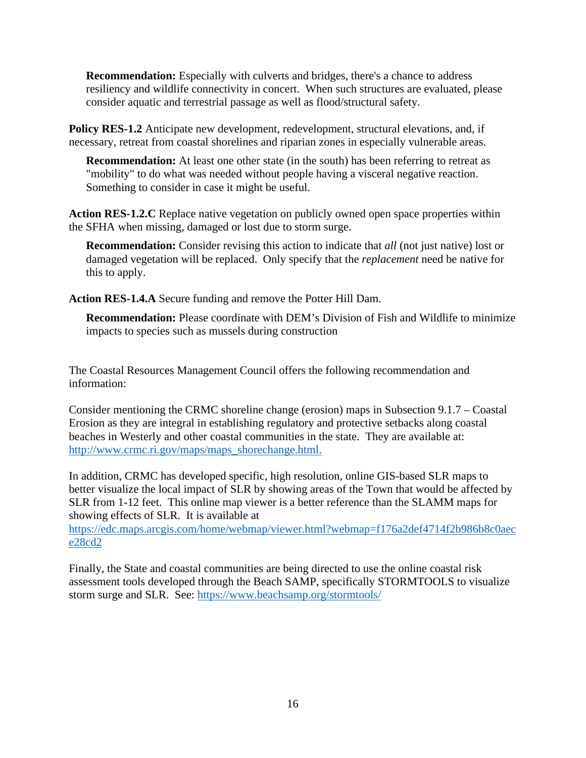**Recommendation:** Especially with culverts and bridges, there's a chance to address resiliency and wildlife connectivity in concert. When such structures are evaluated, please consider aquatic and terrestrial passage as well as flood/structural safety.

**Policy RES-1.2** Anticipate new development, redevelopment, structural elevations, and, if necessary, retreat from coastal shorelines and riparian zones in especially vulnerable areas.

**Recommendation:** At least one other state (in the south) has been referring to retreat as "mobility" to do what was needed without people having a visceral negative reaction. Something to consider in case it might be useful.

**Action RES-1.2.C** Replace native vegetation on publicly owned open space properties within the SFHA when missing, damaged or lost due to storm surge.

**Recommendation:** Consider revising this action to indicate that *all* (not just native) lost or damaged vegetation will be replaced. Only specify that the *replacement* need be native for this to apply.

**Action RES-1.4.A** Secure funding and remove the Potter Hill Dam.

**Recommendation:** Please coordinate with DEM's Division of Fish and Wildlife to minimize impacts to species such as mussels during construction

The Coastal Resources Management Council offers the following recommendation and information:

Consider mentioning the CRMC shoreline change (erosion) maps in Subsection 9.1.7 – Coastal Erosion as they are integral in establishing regulatory and protective setbacks along coastal beaches in Westerly and other coastal communities in the state. They are available at: http://www.crmc.ri.gov/maps/maps_shorechange.html.

In addition, CRMC has developed specific, high resolution, online GIS-based SLR maps to better visualize the local impact of SLR by showing areas of the Town that would be affected by SLR from 1-12 feet. This online map viewer is a better reference than the SLAMM maps for showing effects of SLR. It is available at https://edc.maps.arcgis.com/home/webmap/viewer.html?webmap=f176a2def4714f2b986b8c0aece28cd2

Finally, the State and coastal communities are being directed to use the online coastal risk assessment tools developed through the Beach SAMP, specifically STORMTOOLS to visualize storm surge and SLR. See: https://www.beachsamp.org/stormtools/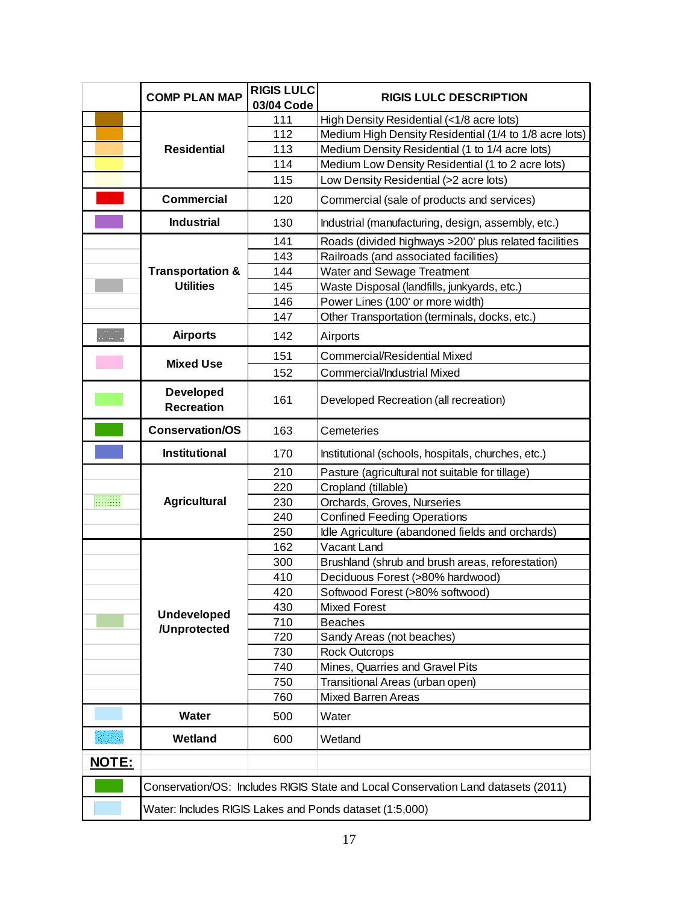| | COMP PLAN MAP | RIGIS LULC 03/04 Code | RIGIS LULC DESCRIPTION |
|---|---|---|---|
| | Residential | 111 | High Density Residential (<1/8 acre lots) |
| | | 112 | Medium High Density Residential (1/4 to 1/8 acre lots) |
| | | 113 | Medium Density Residential (1 to 1/4 acre lots) |
| | | 114 | Medium Low Density Residential (1 to 2 acre lots) |
| | | 115 | Low Density Residential (>2 acre lots) |
| | Commercial | 120 | Commercial (sale of products and services) |
| | Industrial | 130 | Industrial (manufacturing, design, assembly, etc.) |
| | Transportation & Utilities | 141 | Roads (divided highways >200' plus related facilities |
| | | 143 | Railroads (and associated facilities) |
| | | 144 | Water and Sewage Treatment |
| | | 145 | Waste Disposal (landfills, junkyards, etc.) |
| | | 146 | Power Lines (100' or more width) |
| | | 147 | Other Transportation (terminals, docks, etc.) |
| | Airports | 142 | Airports |
| | Mixed Use | 151 | Commercial/Residential Mixed |
| | | 152 | Commercial/Industrial Mixed |
| | Developed Recreation | 161 | Developed Recreation (all recreation) |
| | Conservation/OS | 163 | Cemeteries |
| | Institutional | 170 | Institutional (schools, hospitals, churches, etc.) |
| | Agricultural | 210 | Pasture (agricultural not suitable for tillage) |
| | | 220 | Cropland (tillable) |
| | | 230 | Orchards, Groves, Nurseries |
| | | 240 | Confined Feeding Operations |
| | | 250 | Idle Agriculture (abandoned fields and orchards) |
| | Undeveloped /Unprotected | 162 | Vacant Land |
| | | 300 | Brushland (shrub and brush areas, reforestation) |
| | | 410 | Deciduous Forest (>80% hardwood) |
| | | 420 | Softwood Forest (>80% softwood) |
| | | 430 | Mixed Forest |
| | | 710 | Beaches |
| | | 720 | Sandy Areas (not beaches) |
| | | 730 | Rock Outcrops |
| | | 740 | Mines, Quarries and Gravel Pits |
| | | 750 | Transitional Areas (urban open) |
| | | 760 | Mixed Barren Areas |
| | Water | 500 | Water |
| | Wetland | 600 | Wetland |

**NOTE:**

| | |
|---|---|
| | Conservation/OS: Includes RIGIS State and Local Conservation Land datasets (2011) |
| | Water: Includes RIGIS Lakes and Ponds dataset (1:5,000) |